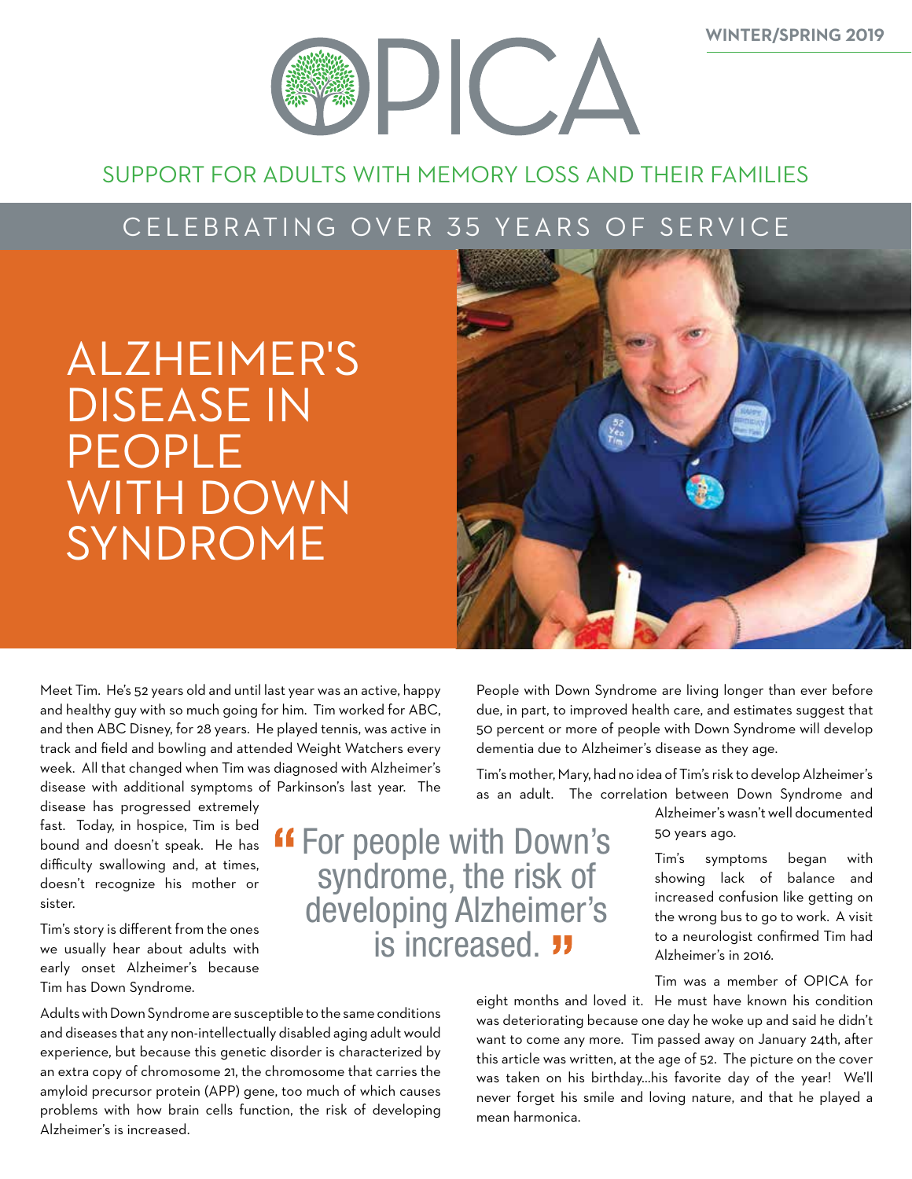WINTER/SPRING 2019

# OPICA

SUPPORT FOR ADULTS WITH MEMORY LOSS AND THEIR FAMILIES

CELEBRATING OVER 35 YEARS OF SERVICE

## ALZHEIMER'S DISEASE IN PEOPLE WITH DOWN SYNDROME

Meet Tim. He's 52 years old and until last year was an active, happy and healthy guy with so much going for him. Tim worked for ABC, and then ABC Disney, for 28 years. He played tennis, was active in track and field and bowling and attended Weight Watchers every week. All that changed when Tim was diagnosed with Alzheimer's disease with additional symptoms of Parkinson's last year. The disease has progressed extremely fast. Today, in hospice, Tim is bed bound and doesn't speak. He has difficulty swallowing and, at times, doesn't recognize his mother or sister.

Tim's story is different from the ones we usually hear about adults with early onset Alzheimer's because Tim has Down Syndrome.

Adults with Down Syndrome are susceptible to the same conditions and diseases that any non-intellectually disabled aging adult would experience, but because this genetic disorder is characterized by an extra copy of chromosome 21, the chromosome that carries the amyloid precursor protein (APP) gene, too much of which causes problems with how brain cells function, the risk of developing Alzheimer's is increased.

> "For people with Down's syndrome, the risk of developing Alzheimer's is increased."

People with Down Syndrome are living longer than ever before due, in part, to improved health care, and estimates suggest that 50 percent or more of people with Down Syndrome will develop dementia due to Alzheimer's disease as they age.

Tim's mother, Mary, had no idea of Tim's risk to develop Alzheimer's as an adult. The correlation between Down Syndrome and Alzheimer's wasn't well documented 50 years ago.

Tim's symptoms began with showing lack of balance and increased confusion like getting on the wrong bus to go to work. A visit to a neurologist confirmed Tim had Alzheimer's in 2016.

Tim was a member of OPICA for eight months and loved it. He must have known his condition was deteriorating because one day he woke up and said he didn't want to come any more. Tim passed away on January 24th, after this article was written, at the age of 52. The picture on the cover was taken on his birthday...his favorite day of the year! We'll never forget his smile and loving nature, and that he played a mean harmonica.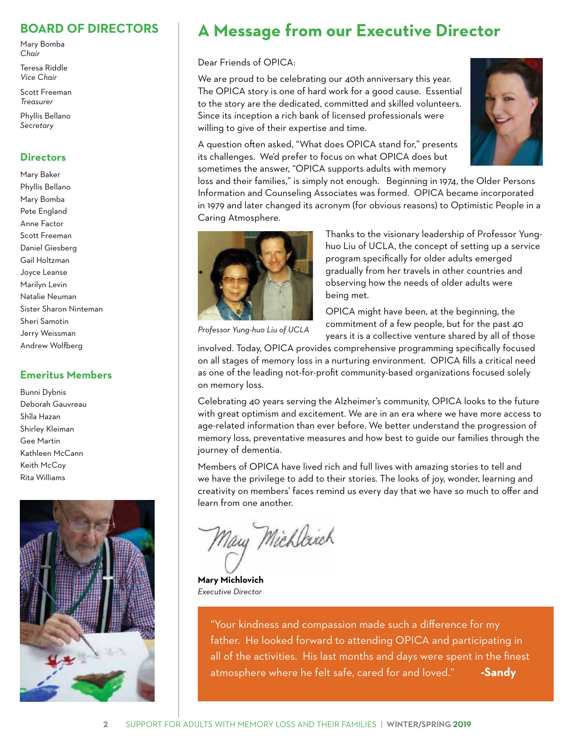## BOARD OF DIRECTORS

Mary Bomba
*Chair*

Teresa Riddle
*Vice Chair*

Scott Freeman
*Treasurer*

Phyllis Bellano
*Secretary*

### Directors

Mary Baker
Phyllis Bellano
Mary Bomba
Pete England
Anne Factor
Scott Freeman
Daniel Giesberg
Gail Holtzman
Joyce Leanse
Marilyn Levin
Natalie Neuman
Sister Sharon Ninteman
Sheri Samotin
Jerry Weissman
Andrew Wolfberg

### Emeritus Members

Bunni Dybnis
Deborah Gauvreau
Shîla Hazan
Shirley Kleiman
Gee Martin
Kathleen McCann
Keith McCoy
Rita Williams

# A Message from our Executive Director

Dear Friends of OPICA:

We are proud to be celebrating our 40th anniversary this year. The OPICA story is one of hard work for a good cause. Essential to the story are the dedicated, committed and skilled volunteers. Since its inception a rich bank of licensed professionals were willing to give of their expertise and time.

A question often asked, "What does OPICA stand for," presents its challenges. We'd prefer to focus on what OPICA does but sometimes the answer, "OPICA supports adults with memory loss and their families," is simply not enough. Beginning in 1974, the Older Persons Information and Counseling Associates was formed. OPICA became incorporated in 1979 and later changed its acronym (for obvious reasons) to Optimistic People in a Caring Atmosphere.

*Professor Yung-huo Liu of UCLA*

Thanks to the visionary leadership of Professor Yung-huo Liu of UCLA, the concept of setting up a service program specifically for older adults emerged gradually from her travels in other countries and observing how the needs of older adults were being met.

OPICA might have been, at the beginning, the commitment of a few people, but for the past 40 years it is a collective venture shared by all of those involved. Today, OPICA provides comprehensive programming specifically focused on all stages of memory loss in a nurturing environment. OPICA fills a critical need as one of the leading not-for-profit community-based organizations focused solely on memory loss.

Celebrating 40 years serving the Alzheimer's community, OPICA looks to the future with great optimism and excitement. We are in an era where we have more access to age-related information than ever before. We better understand the progression of memory loss, preventative measures and how best to guide our families through the journey of dementia.

Members of OPICA have lived rich and full lives with amazing stories to tell and we have the privilege to add to their stories. The looks of joy, wonder, learning and creativity on members' faces remind us every day that we have so much to offer and learn from one another.

Mary Michlovich

**Mary Michlovich**
*Executive Director*

"Your kindness and compassion made such a difference for my father. He looked forward to attending OPICA and participating in all of the activities. His last months and days were spent in the finest atmosphere where he felt safe, cared for and loved." **-Sandy**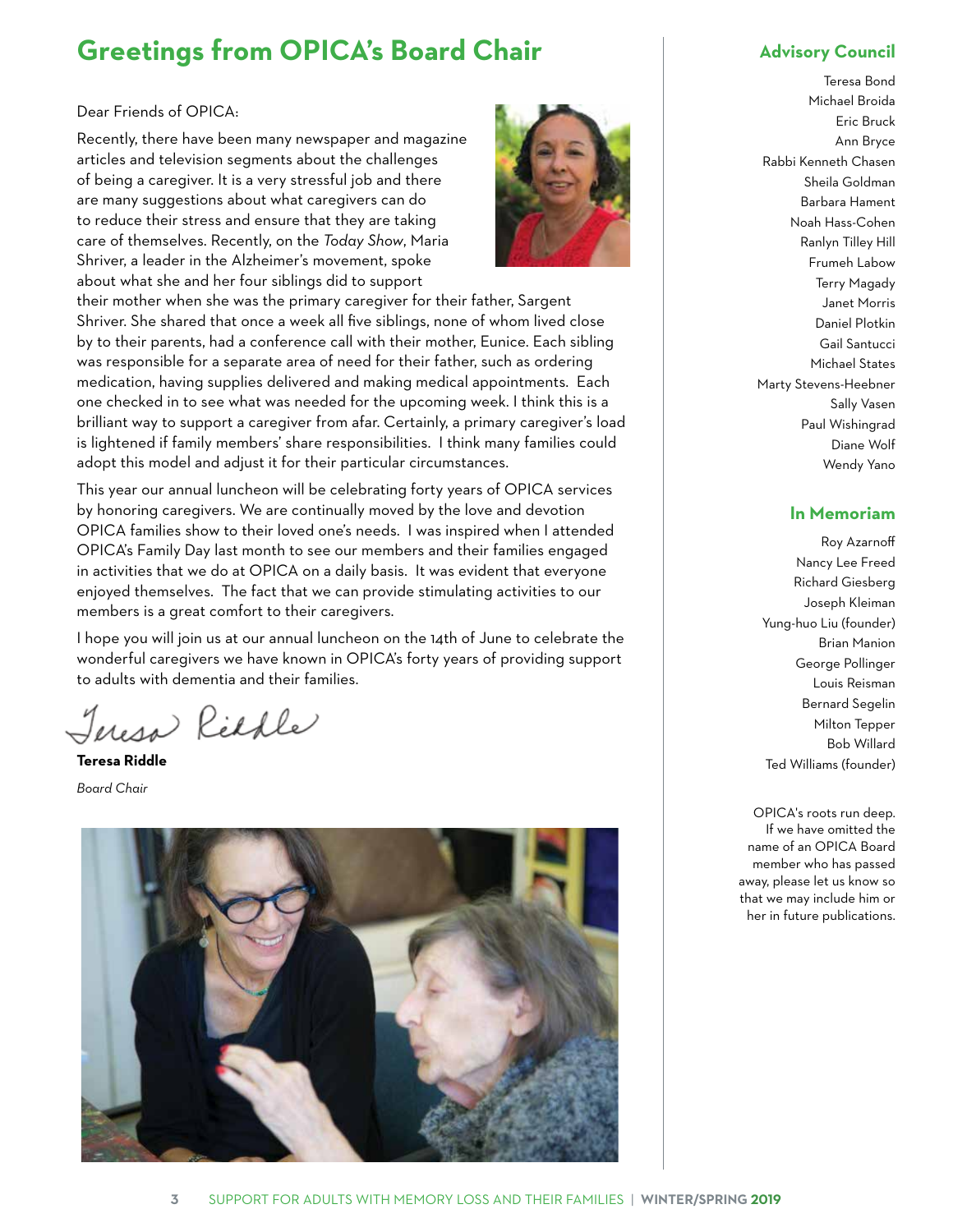# Greetings from OPICA's Board Chair

Dear Friends of OPICA:

Recently, there have been many newspaper and magazine articles and television segments about the challenges of being a caregiver. It is a very stressful job and there are many suggestions about what caregivers can do to reduce their stress and ensure that they are taking care of themselves. Recently, on the *Today Show*, Maria Shriver, a leader in the Alzheimer's movement, spoke about what she and her four siblings did to support their mother when she was the primary caregiver for their father, Sargent Shriver. She shared that once a week all five siblings, none of whom lived close by to their parents, had a conference call with their mother, Eunice. Each sibling was responsible for a separate area of need for their father, such as ordering medication, having supplies delivered and making medical appointments. Each one checked in to see what was needed for the upcoming week. I think this is a brilliant way to support a caregiver from afar. Certainly, a primary caregiver's load is lightened if family members' share responsibilities. I think many families could adopt this model and adjust it for their particular circumstances.

This year our annual luncheon will be celebrating forty years of OPICA services by honoring caregivers. We are continually moved by the love and devotion OPICA families show to their loved one's needs. I was inspired when I attended OPICA's Family Day last month to see our members and their families engaged in activities that we do at OPICA on a daily basis. It was evident that everyone enjoyed themselves. The fact that we can provide stimulating activities to our members is a great comfort to their caregivers.

I hope you will join us at our annual luncheon on the 14th of June to celebrate the wonderful caregivers we have known in OPICA's forty years of providing support to adults with dementia and their families.

Teresa Riddle

**Teresa Riddle**

*Board Chair*

## Advisory Council

Teresa Bond
Michael Broida
Eric Bruck
Ann Bryce
Rabbi Kenneth Chasen
Sheila Goldman
Barbara Hament
Noah Hass-Cohen
Ranlyn Tilley Hill
Frumeh Labow
Terry Magady
Janet Morris
Daniel Plotkin
Gail Santucci
Michael States
Marty Stevens-Heebner
Sally Vasen
Paul Wishingrad
Diane Wolf
Wendy Yano

## In Memoriam

Roy Azarnoff
Nancy Lee Freed
Richard Giesberg
Joseph Kleiman
Yung-huo Liu (founder)
Brian Manion
George Pollinger
Louis Reisman
Bernard Segelin
Milton Tepper
Bob Willard
Ted Williams (founder)

OPICA's roots run deep. If we have omitted the name of an OPICA Board member who has passed away, please let us know so that we may include him or her in future publications.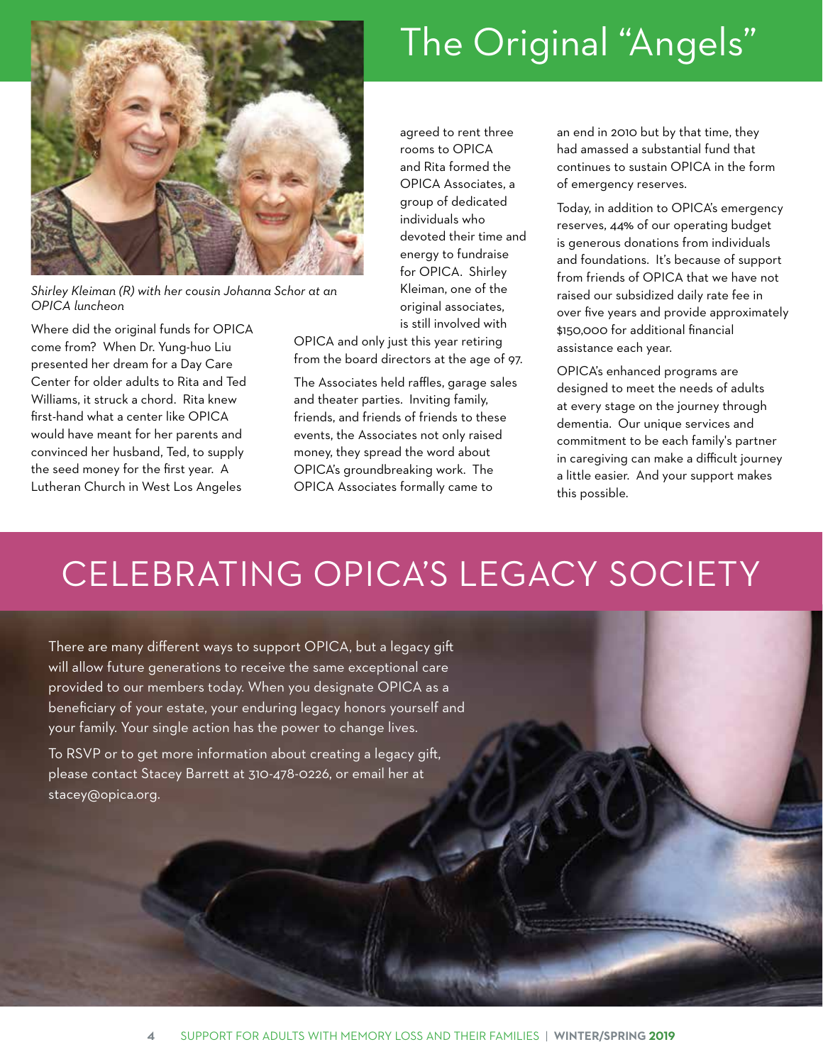# The Original "Angels"

*Shirley Kleiman (R) with her cousin Johanna Schor at an OPICA luncheon*

Where did the original funds for OPICA come from? When Dr. Yung-huo Liu presented her dream for a Day Care Center for older adults to Rita and Ted Williams, it struck a chord. Rita knew first-hand what a center like OPICA would have meant for her parents and convinced her husband, Ted, to supply the seed money for the first year. A Lutheran Church in West Los Angeles agreed to rent three rooms to OPICA and Rita formed the OPICA Associates, a group of dedicated individuals who devoted their time and energy to fundraise for OPICA. Shirley Kleiman, one of the original associates, is still involved with OPICA and only just this year retiring from the board directors at the age of 97.

The Associates held raffles, garage sales and theater parties. Inviting family, friends, and friends of friends to these events, the Associates not only raised money, they spread the word about OPICA's groundbreaking work. The OPICA Associates formally came to an end in 2010 but by that time, they had amassed a substantial fund that continues to sustain OPICA in the form of emergency reserves.

Today, in addition to OPICA's emergency reserves, 44% of our operating budget is generous donations from individuals and foundations. It's because of support from friends of OPICA that we have not raised our subsidized daily rate fee in over five years and provide approximately $150,000 for additional financial assistance each year.

OPICA's enhanced programs are designed to meet the needs of adults at every stage on the journey through dementia. Our unique services and commitment to be each family's partner in caregiving can make a difficult journey a little easier. And your support makes this possible.

# CELEBRATING OPICA'S LEGACY SOCIETY

There are many different ways to support OPICA, but a legacy gift will allow future generations to receive the same exceptional care provided to our members today. When you designate OPICA as a beneficiary of your estate, your enduring legacy honors yourself and your family. Your single action has the power to change lives.

To RSVP or to get more information about creating a legacy gift, please contact Stacey Barrett at 310-478-0226, or email her at stacey@opica.org.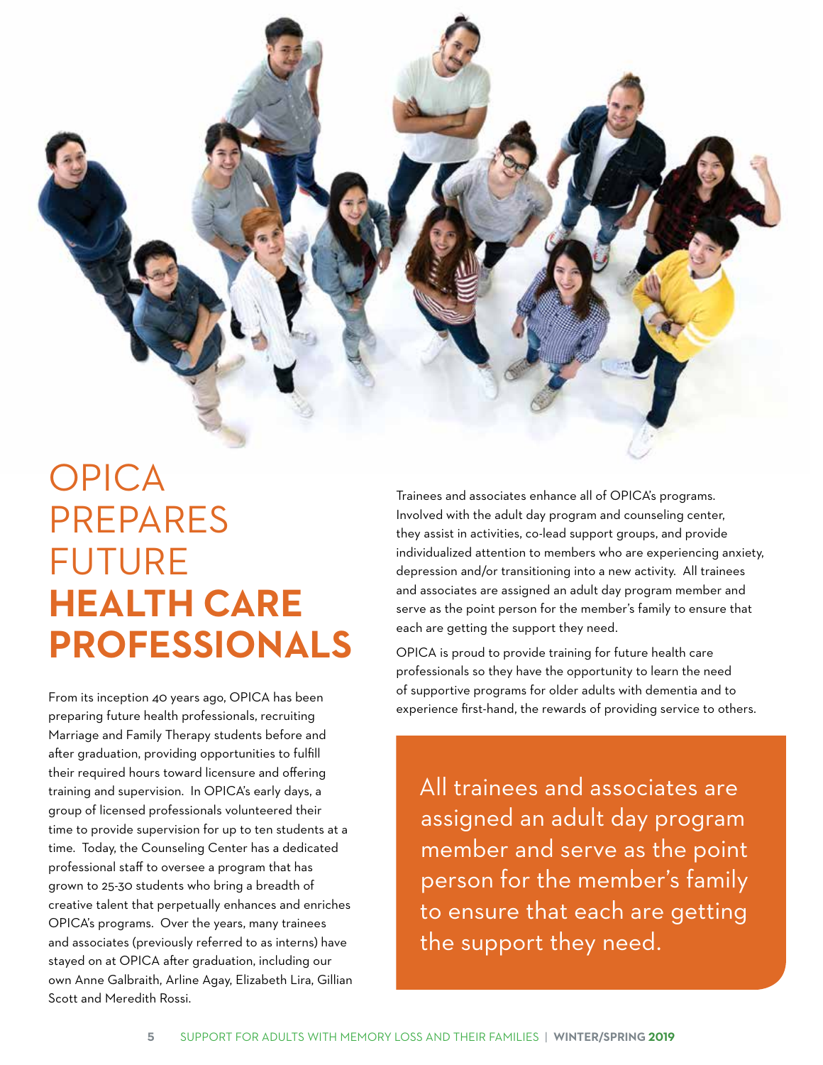# OPICA PREPARES FUTURE **HEALTH CARE PROFESSIONALS**

From its inception 40 years ago, OPICA has been preparing future health professionals, recruiting Marriage and Family Therapy students before and after graduation, providing opportunities to fulfill their required hours toward licensure and offering training and supervision. In OPICA's early days, a group of licensed professionals volunteered their time to provide supervision for up to ten students at a time. Today, the Counseling Center has a dedicated professional staff to oversee a program that has grown to 25-30 students who bring a breadth of creative talent that perpetually enhances and enriches OPICA's programs. Over the years, many trainees and associates (previously referred to as interns) have stayed on at OPICA after graduation, including our own Anne Galbraith, Arline Agay, Elizabeth Lira, Gillian Scott and Meredith Rossi.

Trainees and associates enhance all of OPICA's programs. Involved with the adult day program and counseling center, they assist in activities, co-lead support groups, and provide individualized attention to members who are experiencing anxiety, depression and/or transitioning into a new activity. All trainees and associates are assigned an adult day program member and serve as the point person for the member's family to ensure that each are getting the support they need.

OPICA is proud to provide training for future health care professionals so they have the opportunity to learn the need of supportive programs for older adults with dementia and to experience first-hand, the rewards of providing service to others.

> All trainees and associates are assigned an adult day program member and serve as the point person for the member's family to ensure that each are getting the support they need.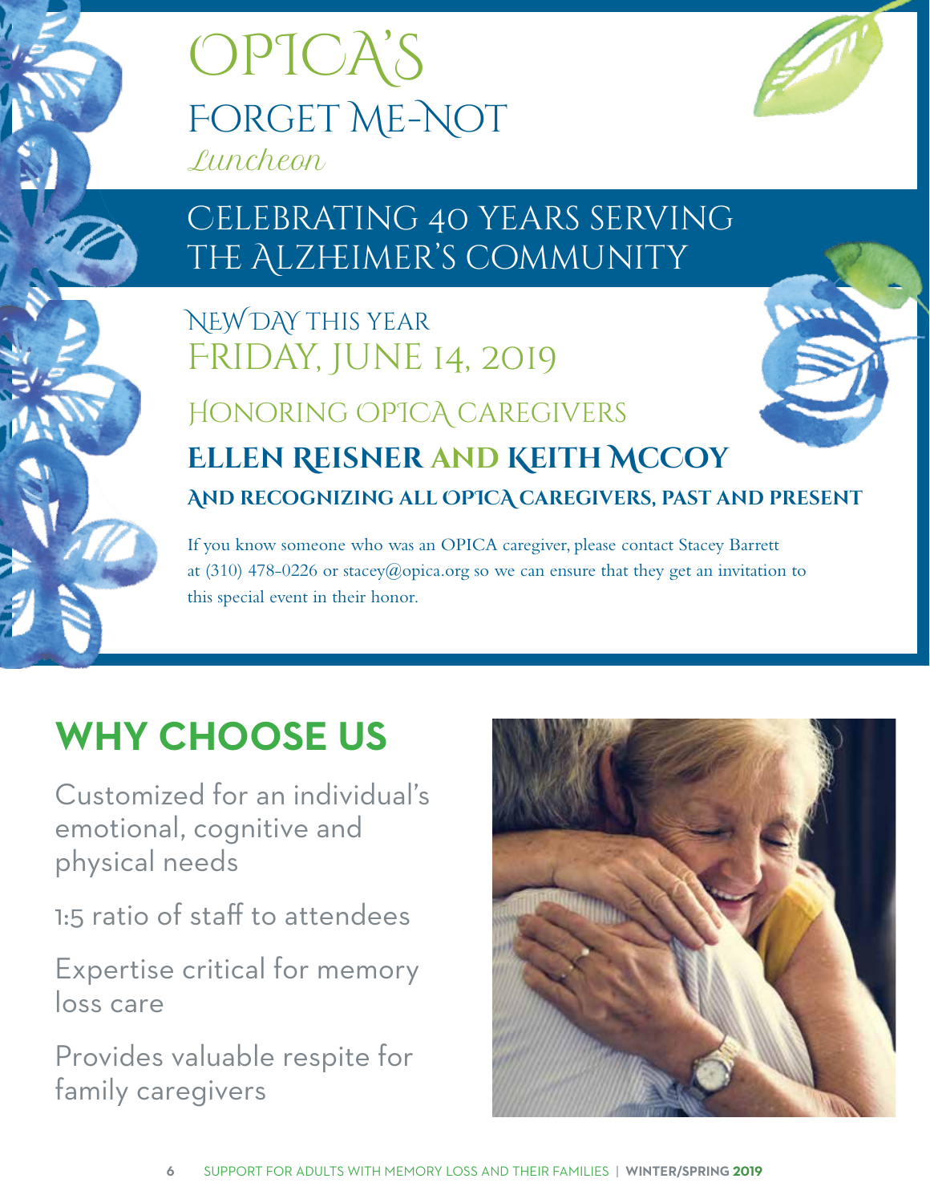# OPICA'S FORGET ME-NOT *Luncheon*

## CELEBRATING 40 YEARS SERVING THE ALZHEIMER'S COMMUNITY

NEW DAY THIS YEAR

FRIDAY, JUNE 14, 2019

HONORING OPICA CAREGIVERS

**ELLEN REISNER AND KEITH MCCOY**

**AND RECOGNIZING ALL OPICA CAREGIVERS, PAST AND PRESENT**

If you know someone who was an OPICA caregiver, please contact Stacey Barrett at (310) 478-0226 or stacey@opica.org so we can ensure that they get an invitation to this special event in their honor.

## WHY CHOOSE US

Customized for an individual's emotional, cognitive and physical needs

1:5 ratio of staff to attendees

Expertise critical for memory loss care

Provides valuable respite for family caregivers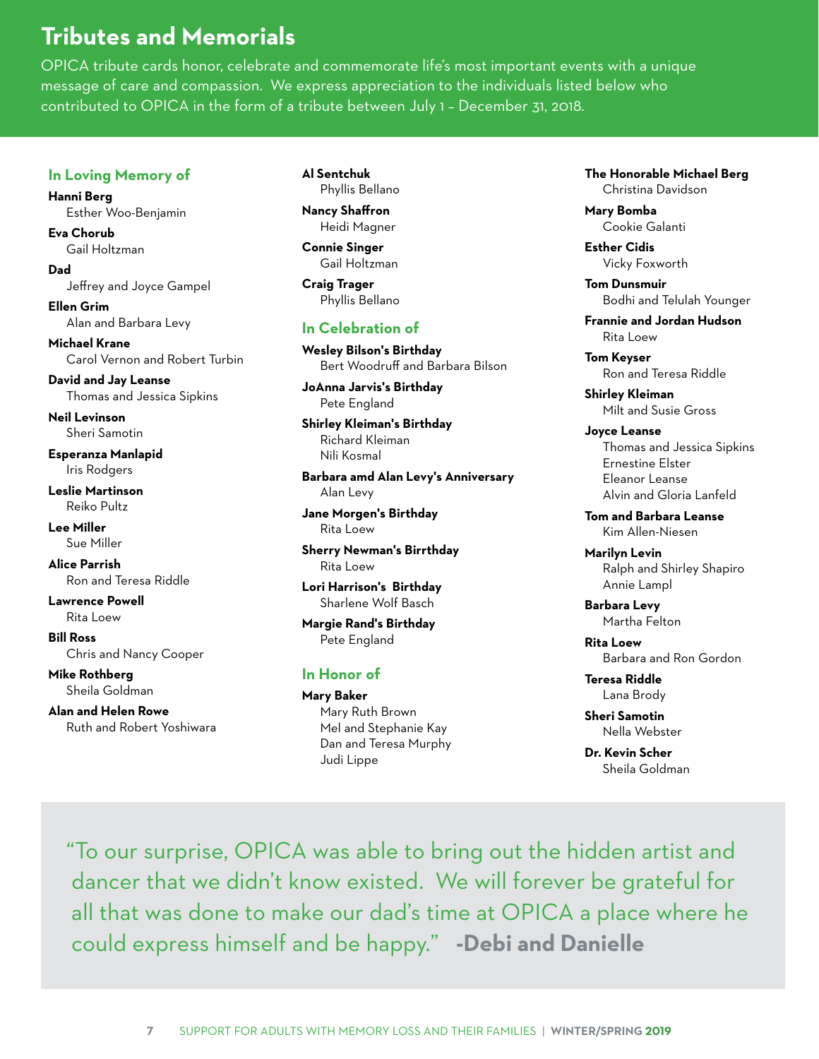# Tributes and Memorials

OPICA tribute cards honor, celebrate and commemorate life's most important events with a unique message of care and compassion. We express appreciation to the individuals listed below who contributed to OPICA in the form of a tribute between July 1 – December 31, 2018.

## In Loving Memory of

**Hanni Berg**
Esther Woo-Benjamin

**Eva Chorub**
Gail Holtzman

**Dad**
Jeffrey and Joyce Gampel

**Ellen Grim**
Alan and Barbara Levy

**Michael Krane**
Carol Vernon and Robert Turbin

**David and Jay Leanse**
Thomas and Jessica Sipkins

**Neil Levinson**
Sheri Samotin

**Esperanza Manlapid**
Iris Rodgers

**Leslie Martinson**
Reiko Pultz

**Lee Miller**
Sue Miller

**Alice Parrish**
Ron and Teresa Riddle

**Lawrence Powell**
Rita Loew

**Bill Ross**
Chris and Nancy Cooper

**Mike Rothberg**
Sheila Goldman

**Alan and Helen Rowe**
Ruth and Robert Yoshiwara

**Al Sentchuk**
Phyllis Bellano

**Nancy Shaffron**
Heidi Magner

**Connie Singer**
Gail Holtzman

**Craig Trager**
Phyllis Bellano

## In Celebration of

**Wesley Bilson's Birthday**
Bert Woodruff and Barbara Bilson

**JoAnna Jarvis's Birthday**
Pete England

**Shirley Kleiman's Birthday**
Richard Kleiman
Nili Kosmal

**Barbara amd Alan Levy's Anniversary**
Alan Levy

**Jane Morgen's Birthday**
Rita Loew

**Sherry Newman's Birrthday**
Rita Loew

**Lori Harrison's Birthday**
Sharlene Wolf Basch

**Margie Rand's Birthday**
Pete England

## In Honor of

**Mary Baker**
Mary Ruth Brown
Mel and Stephanie Kay
Dan and Teresa Murphy
Judi Lippe

**The Honorable Michael Berg**
Christina Davidson

**Mary Bomba**
Cookie Galanti

**Esther Cidis**
Vicky Foxworth

**Tom Dunsmuir**
Bodhi and Telulah Younger

**Frannie and Jordan Hudson**
Rita Loew

**Tom Keyser**
Ron and Teresa Riddle

**Shirley Kleiman**
Milt and Susie Gross

**Joyce Leanse**
Thomas and Jessica Sipkins
Ernestine Elster
Eleanor Leanse
Alvin and Gloria Lanfeld

**Tom and Barbara Leanse**
Kim Allen-Niesen

**Marilyn Levin**
Ralph and Shirley Shapiro
Annie Lampl

**Barbara Levy**
Martha Felton

**Rita Loew**
Barbara and Ron Gordon

**Teresa Riddle**
Lana Brody

**Sheri Samotin**
Nella Webster

**Dr. Kevin Scher**
Sheila Goldman

"To our surprise, OPICA was able to bring out the hidden artist and dancer that we didn't know existed. We will forever be grateful for all that was done to make our dad's time at OPICA a place where he could express himself and be happy." **-Debi and Danielle**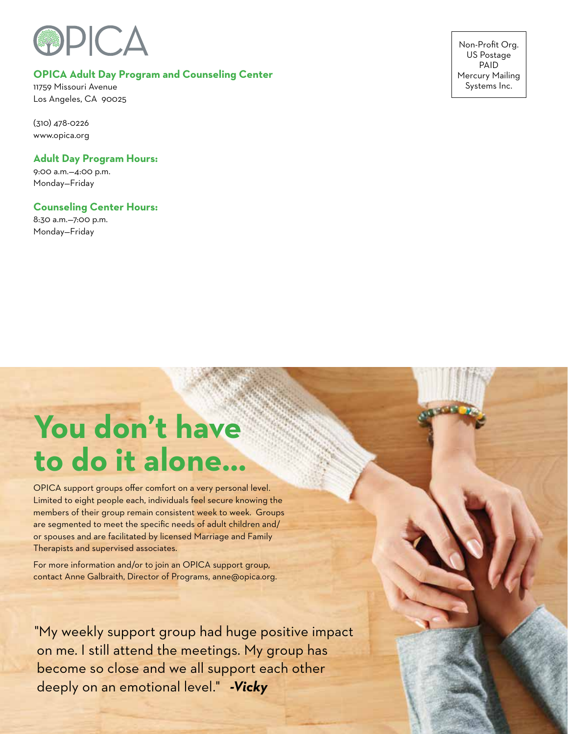OPICA

**OPICA Adult Day Program and Counseling Center**
11759 Missouri Avenue
Los Angeles, CA 90025

(310) 478-0226
www.opica.org

**Adult Day Program Hours:**
9:00 a.m.—4:00 p.m.
Monday—Friday

**Counseling Center Hours:**
8:30 a.m.—7:00 p.m.
Monday—Friday

Non-Profit Org.
US Postage
PAID
Mercury Mailing
Systems Inc.

# You don't have to do it alone...

OPICA support groups offer comfort on a very personal level. Limited to eight people each, individuals feel secure knowing the members of their group remain consistent week to week. Groups are segmented to meet the specific needs of adult children and/or spouses and are facilitated by licensed Marriage and Family Therapists and supervised associates.

For more information and/or to join an OPICA support group, contact Anne Galbraith, Director of Programs, anne@opica.org.

"My weekly support group had huge positive impact on me. I still attend the meetings. My group has become so close and we all support each other deeply on an emotional level." ***-Vicky***